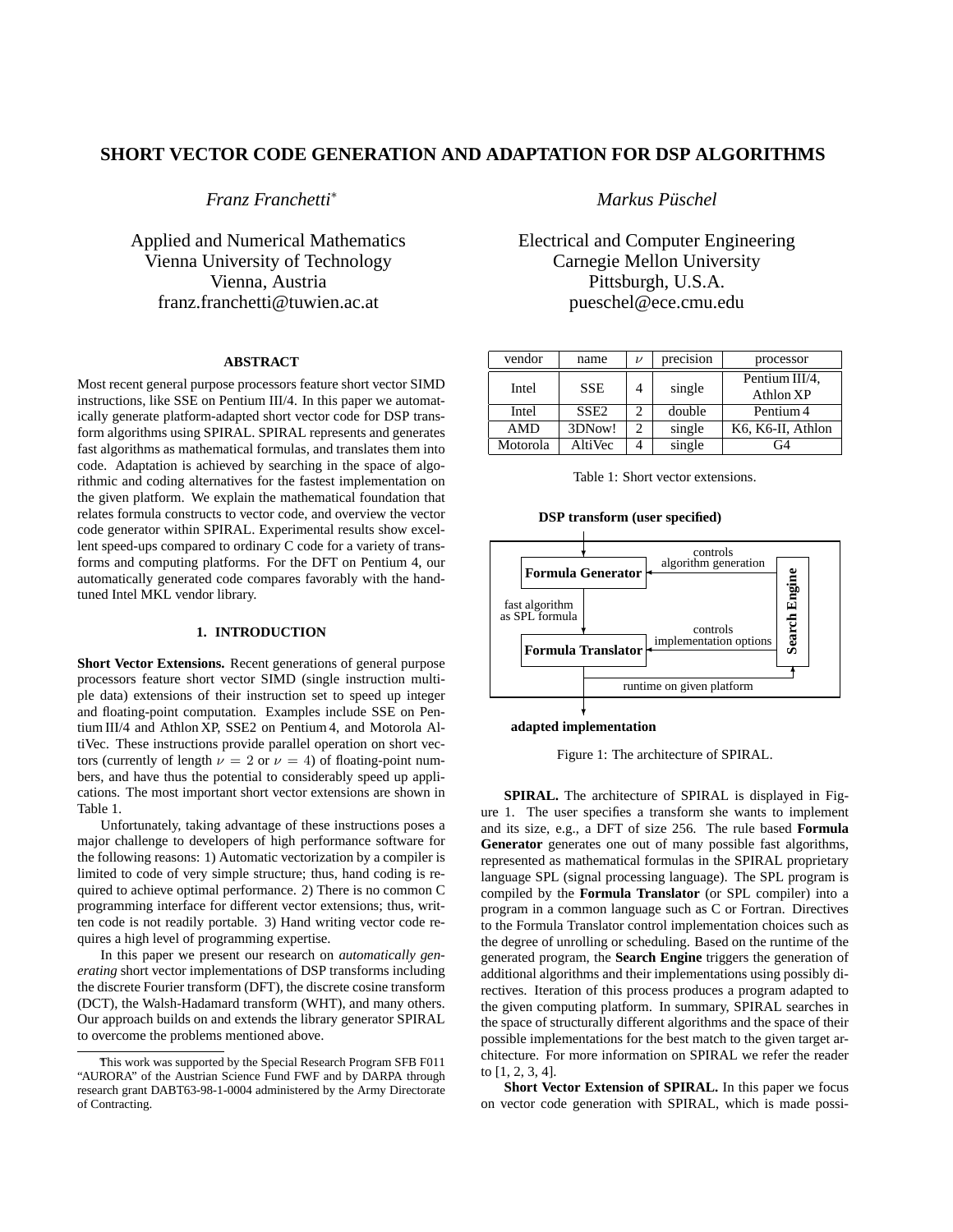# SHORT VECTOR CODE GENERATION AND ADAPTATION FOR DSP ALGORITHMS

*Franz Franchetti*[*]

Applied and Numerical Mathematics
Vienna University of Technology
Vienna, Austria
franz.franchetti@tuwien.ac.at

*Markus Püschel*

Electrical and Computer Engineering
Carnegie Mellon University
Pittsburgh, U.S.A.
pueschel@ece.cmu.edu

## ABSTRACT

Most recent general purpose processors feature short vector SIMD instructions, like SSE on Pentium III/4. In this paper we automatically generate platform-adapted short vector code for DSP transform algorithms using SPIRAL. SPIRAL represents and generates fast algorithms as mathematical formulas, and translates them into code. Adaptation is achieved by searching in the space of algorithmic and coding alternatives for the fastest implementation on the given platform. We explain the mathematical foundation that relates formula constructs to vector code, and overview the vector code generator within SPIRAL. Experimental results show excellent speed-ups compared to ordinary C code for a variety of transforms and computing platforms. For the DFT on Pentium 4, our automatically generated code compares favorably with the hand-tuned Intel MKL vendor library.

## 1. INTRODUCTION

**Short Vector Extensions.** Recent generations of general purpose processors feature short vector SIMD (single instruction multiple data) extensions of their instruction set to speed up integer and floating-point computation. Examples include SSE on Pentium III/4 and Athlon XP, SSE2 on Pentium 4, and Motorola AltiVec. These instructions provide parallel operation on short vectors (currently of length $\nu = 2$ or $\nu = 4$) of floating-point numbers, and have thus the potential to considerably speed up applications. The most important short vector extensions are shown in Table 1.

Unfortunately, taking advantage of these instructions poses a major challenge to developers of high performance software for the following reasons: 1) Automatic vectorization by a compiler is limited to code of very simple structure; thus, hand coding is required to achieve optimal performance. 2) There is no common C programming interface for different vector extensions; thus, written code is not readily portable. 3) Hand writing vector code requires a high level of programming expertise.

In this paper we present our research on *automatically generating* short vector implementations of DSP transforms including the discrete Fourier transform (DFT), the discrete cosine transform (DCT), the Walsh-Hadamard transform (WHT), and many others. Our approach builds on and extends the library generator SPIRAL to overcome the problems mentioned above.

[*] This work was supported by the Special Research Program SFB F011 "AURORA" of the Austrian Science Fund FWF and by DARPA through research grant DABT63-98-1-0004 administered by the Army Directorate of Contracting.

| vendor | name | $\nu$ | precision | processor |
|---|---|---|---|---|
| Intel | SSE | 4 | single | Pentium III/4, Athlon XP |
| Intel | SSE2 | 2 | double | Pentium 4 |
| AMD | 3DNow! | 2 | single | K6, K6-II, Athlon |
| Motorola | AltiVec | 4 | single | G4 |

Table 1: Short vector extensions.

**DSP transform (user specified)**

Formula Generator → (fast algorithm as SPL formula) → Formula Translator; Search Engine controls algorithm generation and implementation options; runtime on given platform fed back to Search Engine.

**adapted implementation**

Figure 1: The architecture of SPIRAL.

**SPIRAL.** The architecture of SPIRAL is displayed in Figure 1. The user specifies a transform she wants to implement and its size, e.g., a DFT of size 256. The rule based **Formula Generator** generates one out of many possible fast algorithms, represented as mathematical formulas in the SPIRAL proprietary language SPL (signal processing language). The SPL program is compiled by the **Formula Translator** (or SPL compiler) into a program in a common language such as C or Fortran. Directives to the Formula Translator control implementation choices such as the degree of unrolling or scheduling. Based on the runtime of the generated program, the **Search Engine** triggers the generation of additional algorithms and their implementations using possibly directives. Iteration of this process produces a program adapted to the given computing platform. In summary, SPIRAL searches in the space of structurally different algorithms and the space of their possible implementations for the best match to the given target architecture. For more information on SPIRAL we refer the reader to [1, 2, 3, 4].

**Short Vector Extension of SPIRAL.** In this paper we focus on vector code generation with SPIRAL, which is made possi-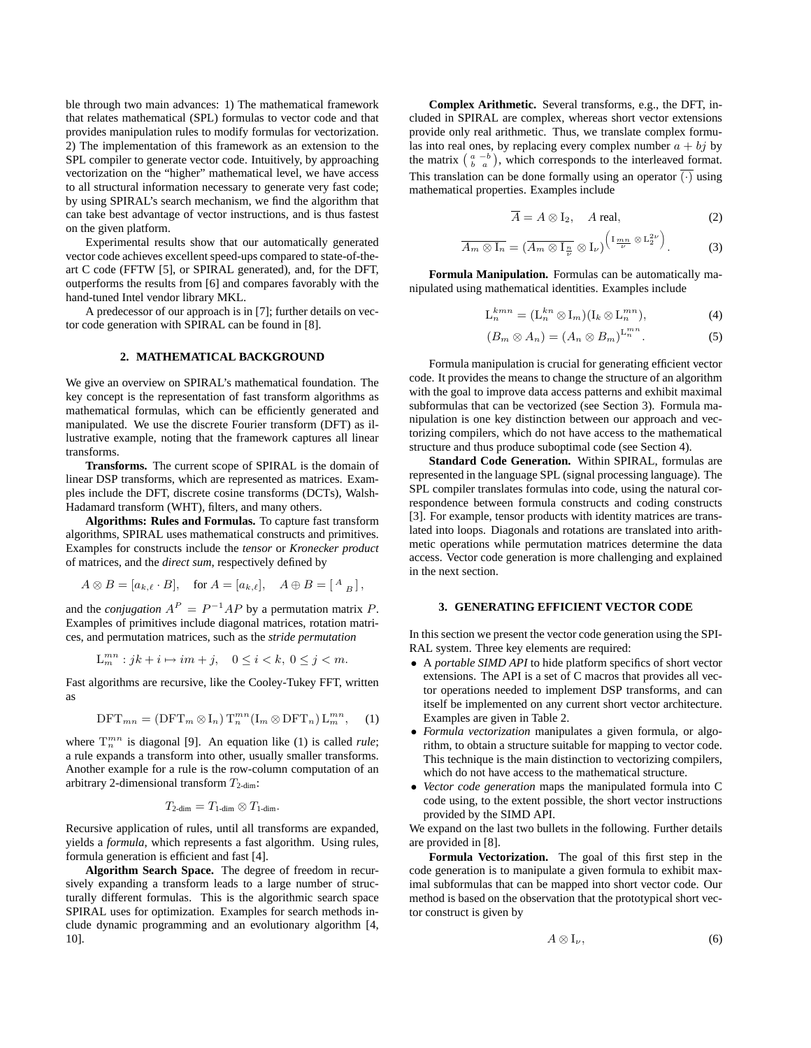ble through two main advances: 1) The mathematical framework that relates mathematical (SPL) formulas to vector code and that provides manipulation rules to modify formulas for vectorization. 2) The implementation of this framework as an extension to the SPL compiler to generate vector code. Intuitively, by approaching vectorization on the "higher" mathematical level, we have access to all structural information necessary to generate very fast code; by using SPIRAL's search mechanism, we find the algorithm that can take best advantage of vector instructions, and is thus fastest on the given platform.

Experimental results show that our automatically generated vector code achieves excellent speed-ups compared to state-of-the-art C code (FFTW [5], or SPIRAL generated), and, for the DFT, outperforms the results from [6] and compares favorably with the hand-tuned Intel vendor library MKL.

A predecessor of our approach is in [7]; further details on vector code generation with SPIRAL can be found in [8].

## 2. MATHEMATICAL BACKGROUND

We give an overview on SPIRAL's mathematical foundation. The key concept is the representation of fast transform algorithms as mathematical formulas, which can be efficiently generated and manipulated. We use the discrete Fourier transform (DFT) as illustrative example, noting that the framework captures all linear transforms.

**Transforms.** The current scope of SPIRAL is the domain of linear DSP transforms, which are represented as matrices. Examples include the DFT, discrete cosine transforms (DCTs), Walsh-Hadamard transform (WHT), filters, and many others.

**Algorithms: Rules and Formulas.** To capture fast transform algorithms, SPIRAL uses mathematical constructs and primitives. Examples for constructs include the *tensor* or *Kronecker product* of matrices, and the *direct sum*, respectively defined by

$$A \otimes B = [a_{k,\ell} \cdot B], \quad \text{for } A = [a_{k,\ell}], \quad A \oplus B = \begin{bmatrix} A & \\ & B \end{bmatrix},$$

and the *conjugation* $A^P = P^{-1}AP$ by a permutation matrix $P$. Examples of primitives include diagonal matrices, rotation matrices, and permutation matrices, such as the *stride permutation*

$$\mathrm{L}_m^{mn} : jk + i \mapsto im + j, \quad 0 \le i < k,\ 0 \le j < m.$$

Fast algorithms are recursive, like the Cooley-Tukey FFT, written as

$$\mathrm{DFT}_{mn} = (\mathrm{DFT}_m \otimes \mathrm{I}_n)\, \mathrm{T}_n^{mn} (\mathrm{I}_m \otimes \mathrm{DFT}_n)\, \mathrm{L}_m^{mn}, \quad (1)$$

where $\mathrm{T}_n^{mn}$ is diagonal [9]. An equation like (1) is called *rule*; a rule expands a transform into other, usually smaller transforms. Another example for a rule is the row-column computation of an arbitrary 2-dimensional transform $T_{\text{2-dim}}$:

$$T_{\text{2-dim}} = T_{\text{1-dim}} \otimes T_{\text{1-dim}}.$$

Recursive application of rules, until all transforms are expanded, yields a *formula*, which represents a fast algorithm. Using rules, formula generation is efficient and fast [4].

**Algorithm Search Space.** The degree of freedom in recursively expanding a transform leads to a large number of structurally different formulas. This is the algorithmic search space SPIRAL uses for optimization. Examples for search methods include dynamic programming and an evolutionary algorithm [4, 10].

**Complex Arithmetic.** Several transforms, e.g., the DFT, included in SPIRAL are complex, whereas short vector extensions provide only real arithmetic. Thus, we translate complex formulas into real ones, by replacing every complex number $a + bj$ by the matrix $\left(\begin{smallmatrix} a & -b \\ b & a \end{smallmatrix}\right)$, which corresponds to the interleaved format. This translation can be done formally using an operator $\overline{(\cdot)}$ using mathematical properties. Examples include

$$\overline{A} = A \otimes \mathrm{I}_2, \quad A \text{ real}, \quad (2)$$

$$\overline{A_m \otimes \mathrm{I}_n} = (\overline{A_m \otimes \mathrm{I}_{\frac{n}{\nu}}} \otimes \mathrm{I}_\nu)^{\left(\mathrm{I}_{\frac{mn}{\nu}} \otimes \mathrm{L}_2^{2\nu}\right)}. \quad (3)$$

**Formula Manipulation.** Formulas can be automatically manipulated using mathematical identities. Examples include

$$\mathrm{L}_n^{kmn} = (\mathrm{L}_n^{kn} \otimes \mathrm{I}_m)(\mathrm{I}_k \otimes \mathrm{L}_n^{mn}), \quad (4)$$

$$(B_m \otimes A_n) = (A_n \otimes B_m)^{\mathrm{L}_n^{mn}}. \quad (5)$$

Formula manipulation is crucial for generating efficient vector code. It provides the means to change the structure of an algorithm with the goal to improve data access patterns and exhibit maximal subformulas that can be vectorized (see Section 3). Formula manipulation is one key distinction between our approach and vectorizing compilers, which do not have access to the mathematical structure and thus produce suboptimal code (see Section 4).

**Standard Code Generation.** Within SPIRAL, formulas are represented in the language SPL (signal processing language). The SPL compiler translates formulas into code, using the natural correspondence between formula constructs and coding constructs [3]. For example, tensor products with identity matrices are translated into loops. Diagonals and rotations are translated into arithmetic operations while permutation matrices determine the data access. Vector code generation is more challenging and explained in the next section.

## 3. GENERATING EFFICIENT VECTOR CODE

In this section we present the vector code generation using the SPIRAL system. Three key elements are required:

- A *portable SIMD API* to hide platform specifics of short vector extensions. The API is a set of C macros that provides all vector operations needed to implement DSP transforms, and can itself be implemented on any current short vector architecture. Examples are given in Table 2.
- *Formula vectorization* manipulates a given formula, or algorithm, to obtain a structure suitable for mapping to vector code. This technique is the main distinction to vectorizing compilers, which do not have access to the mathematical structure.
- *Vector code generation* maps the manipulated formula into C code using, to the extent possible, the short vector instructions provided by the SIMD API.

We expand on the last two bullets in the following. Further details are provided in [8].

**Formula Vectorization.** The goal of this first step in the code generation is to manipulate a given formula to exhibit maximal subformulas that can be mapped into short vector code. Our method is based on the observation that the prototypical short vector construct is given by

$$A \otimes \mathrm{I}_\nu, \quad (6)$$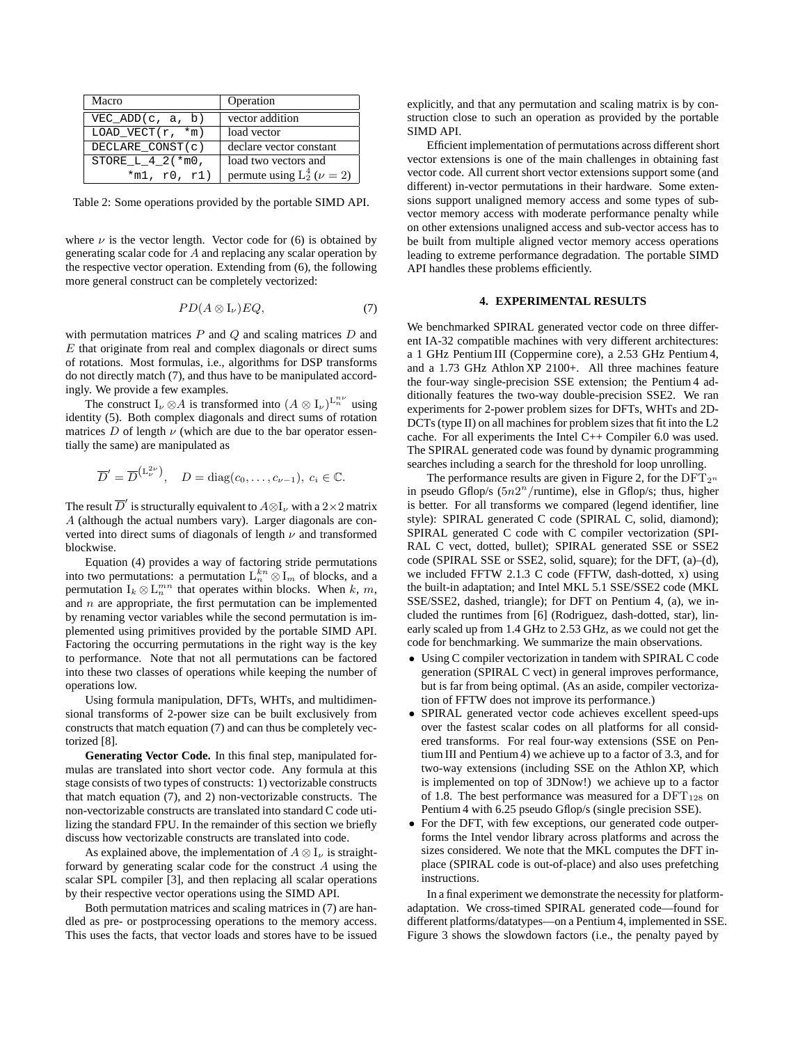| Macro | Operation |
|---|---|
| `VEC_ADD(c, a, b)` | vector addition |
| `LOAD_VECT(r, *m)` | load vector |
| `DECLARE_CONST(c)` | declare vector constant |
| `STORE_L_4_2(*m0, *m1, r0, r1)` | load two vectors and permute using $\mathrm{L}_2^4$ ($\nu = 2$) |

Table 2: Some operations provided by the portable SIMD API.

where $\nu$ is the vector length. Vector code for (6) is obtained by generating scalar code for $A$ and replacing any scalar operation by the respective vector operation. Extending from (6), the following more general construct can be completely vectorized:

$$PD(A \otimes \mathrm{I}_\nu)EQ, \tag{7}$$

with permutation matrices $P$ and $Q$ and scaling matrices $D$ and $E$ that originate from real and complex diagonals or direct sums of rotations. Most formulas, i.e., algorithms for DSP transforms do not directly match (7), and thus have to be manipulated accordingly. We provide a few examples.

The construct $\mathrm{I}_\nu \otimes A$ is transformed into $(A \otimes \mathrm{I}_\nu)^{\mathrm{L}_n^{n\nu}}$ using identity (5). Both complex diagonals and direct sums of rotation matrices $D$ of length $\nu$ (which are due to the bar operator essentially the same) are manipulated as

$$\overline{D}' = \overline{D}^{(\mathrm{L}_\nu^{2\nu})}, \quad D = \mathrm{diag}(c_0, \ldots, c_{\nu-1}),\ c_i \in \mathbb{C}.$$

The result $\overline{D}'$ is structurally equivalent to $A \otimes \mathrm{I}_\nu$ with a $2 \times 2$ matrix $A$ (although the actual numbers vary). Larger diagonals are converted into direct sums of diagonals of length $\nu$ and transformed blockwise.

Equation (4) provides a way of factoring stride permutations into two permutations: a permutation $\mathrm{L}_n^{kn} \otimes \mathrm{I}_m$ of blocks, and a permutation $\mathrm{I}_k \otimes \mathrm{L}_n^{mn}$ that operates within blocks. When $k$, $m$, and $n$ are appropriate, the first permutation can be implemented by renaming vector variables while the second permutation is implemented using primitives provided by the portable SIMD API. Factoring the occurring permutations in the right way is the key to performance. Note that not all permutations can be factored into these two classes of operations while keeping the number of operations low.

Using formula manipulation, DFTs, WHTs, and multidimensional transforms of 2-power size can be built exclusively from constructs that match equation (7) and can thus be completely vectorized [8].

**Generating Vector Code.** In this final step, manipulated formulas are translated into short vector code. Any formula at this stage consists of two types of constructs: 1) vectorizable constructs that match equation (7), and 2) non-vectorizable constructs. The non-vectorizable constructs are translated into standard C code utilizing the standard FPU. In the remainder of this section we briefly discuss how vectorizable constructs are translated into code.

As explained above, the implementation of $A \otimes \mathrm{I}_\nu$ is straightforward by generating scalar code for the construct $A$ using the scalar SPL compiler [3], and then replacing all scalar operations by their respective vector operations using the SIMD API.

Both permutation matrices and scaling matrices in (7) are handled as pre- or postprocessing operations to the memory access. This uses the facts, that vector loads and stores have to be issued explicitly, and that any permutation and scaling matrix is by construction close to such an operation as provided by the portable SIMD API.

Efficient implementation of permutations across different short vector extensions is one of the main challenges in obtaining fast vector code. All current short vector extensions support some (and different) in-vector permutations in their hardware. Some extensions support unaligned memory access and some types of subvector memory access with moderate performance penalty while on other extensions unaligned access and sub-vector access has to be built from multiple aligned vector memory access operations leading to extreme performance degradation. The portable SIMD API handles these problems efficiently.

## 4. EXPERIMENTAL RESULTS

We benchmarked SPIRAL generated vector code on three different IA-32 compatible machines with very different architectures: a 1 GHz Pentium III (Coppermine core), a 2.53 GHz Pentium 4, and a 1.73 GHz Athlon XP 2100+. All three machines feature the four-way single-precision SSE extension; the Pentium 4 additionally features the two-way double-precision SSE2. We ran experiments for 2-power problem sizes for DFTs, WHTs and 2D-DCTs (type II) on all machines for problem sizes that fit into the L2 cache. For all experiments the Intel C++ Compiler 6.0 was used. The SPIRAL generated code was found by dynamic programming searches including a search for the threshold for loop unrolling.

The performance results are given in Figure 2, for the $\mathrm{DFT}_{2^n}$ in pseudo Gflop/s ($5n2^n$/runtime), else in Gflop/s; thus, higher is better. For all transforms we compared (legend identifier, line style): SPIRAL generated C code (SPIRAL C, solid, diamond); SPIRAL generated C code with C compiler vectorization (SPIRAL C vect, dotted, bullet); SPIRAL generated SSE or SSE2 code (SPIRAL SSE or SSE2, solid, square); for the DFT, (a)–(d), we included FFTW 2.1.3 C code (FFTW, dash-dotted, x) using the built-in adaptation; and Intel MKL 5.1 SSE/SSE2 code (MKL SSE/SSE2, dashed, triangle); for DFT on Pentium 4, (a), we included the runtimes from [6] (Rodriguez, dash-dotted, star), linearly scaled up from 1.4 GHz to 2.53 GHz, as we could not get the code for benchmarking. We summarize the main observations.

- Using C compiler vectorization in tandem with SPIRAL C code generation (SPIRAL C vect) in general improves performance, but is far from being optimal. (As an aside, compiler vectorization of FFTW does not improve its performance.)
- SPIRAL generated vector code achieves excellent speed-ups over the fastest scalar codes on all platforms for all considered transforms. For real four-way extensions (SSE on Pentium III and Pentium 4) we achieve up to a factor of 3.3, and for two-way extensions (including SSE on the Athlon XP, which is implemented on top of 3DNow!) we achieve up to a factor of 1.8. The best performance was measured for a $\mathrm{DFT}_{128}$ on Pentium 4 with 6.25 pseudo Gflop/s (single precision SSE).
- For the DFT, with few exceptions, our generated code outperforms the Intel vendor library across platforms and across the sizes considered. We note that the MKL computes the DFT in-place (SPIRAL code is out-of-place) and also uses prefetching instructions.

In a final experiment we demonstrate the necessity for platform-adaptation. We cross-timed SPIRAL generated code—found for different platforms/datatypes—on a Pentium 4, implemented in SSE. Figure 3 shows the slowdown factors (i.e., the penalty payed by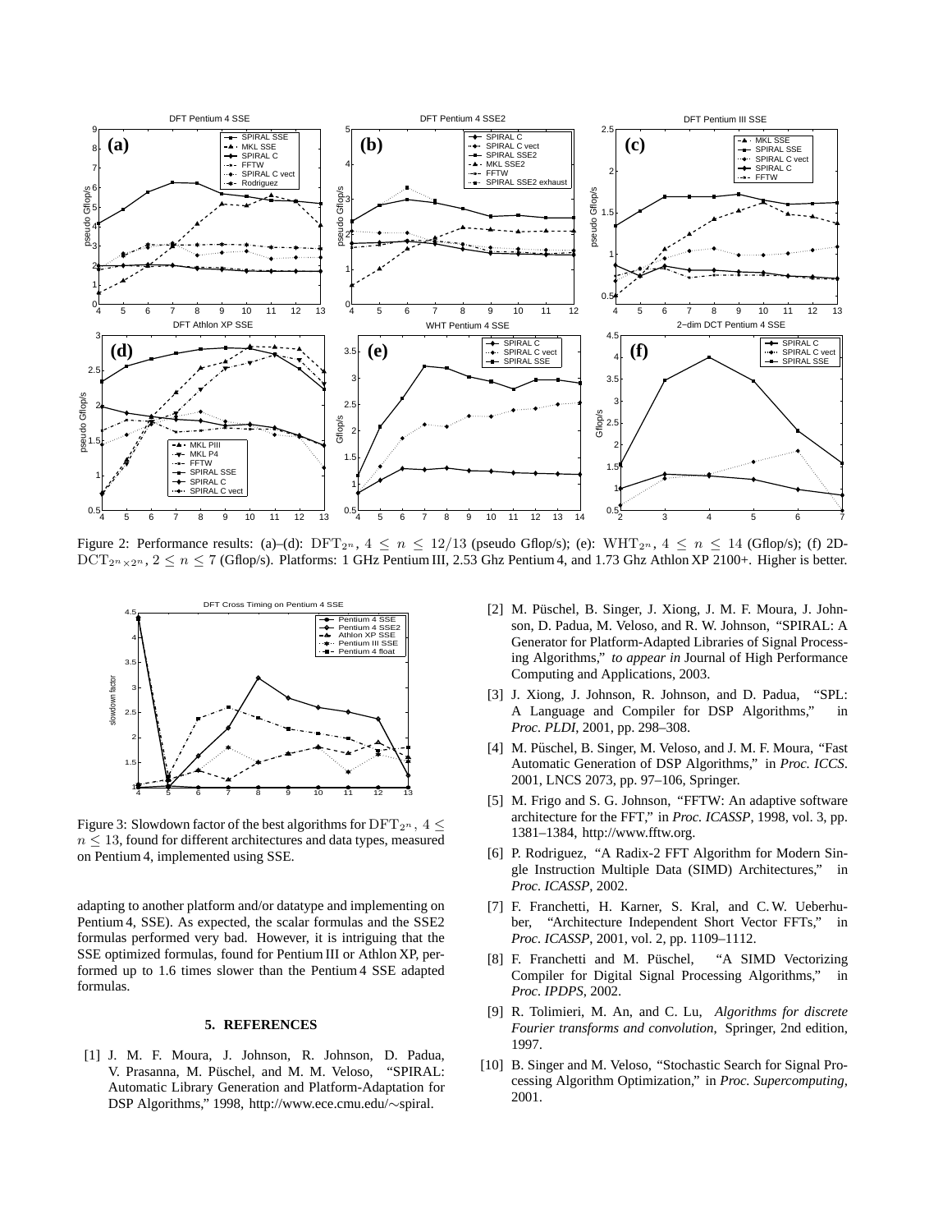DFT Pentium 4 SSE

(a)

pseudo Gflop/s

SPIRAL SSE
MKL SSE
SPIRAL C
FFTW
SPIRAL C vect
Rodriguez

DFT Pentium 4 SSE2

(b)

pseudo Gflop/s

SPIRAL C
SPIRAL C vect
SPIRAL SSE2
MKL SSE2
FFTW
SPIRAL SSE2 exhaust

DFT Pentium III SSE

(c)

pseudo Gflop/s

MKL SSE
SPIRAL SSE
SPIRAL C vect
SPIRAL C
FFTW

DFT Athlon XP SSE

(d)

pseudo Gflop/s

MKL PIII
MKL P4
FFTW
SPIRAL SSE
SPIRAL C
SPIRAL C vect

WHT Pentium 4 SSE

(e)

Gflop/s

SPIRAL C
SPIRAL C vect
SPIRAL SSE

2−dim DCT Pentium 4 SSE

(f)

Gflop/s

SPIRAL C
SPIRAL C vect
SPIRAL SSE

Figure 2: Performance results: (a)–(d): $\mathrm{DFT}_{2^n}$, $4 \le n \le 12/13$ (pseudo Gflop/s); (e): $\mathrm{WHT}_{2^n}$, $4 \le n \le 14$ (Gflop/s); (f) 2D-$\mathrm{DCT}_{2^n \times 2^n}$, $2 \le n \le 7$ (Gflop/s). Platforms: 1 GHz Pentium III, 2.53 Ghz Pentium 4, and 1.73 Ghz Athlon XP 2100+. Higher is better.

DFT Cross Timing on Pentium 4 SSE

slowdown factor

Pentium 4 SSE
Pentium 4 SSE2
Athlon XP SSE
Pentium III SSE
Pentium 4 float

Figure 3: Slowdown factor of the best algorithms for $\mathrm{DFT}_{2^n}$, $4 \le n \le 13$, found for different architectures and data types, measured on Pentium 4, implemented using SSE.

adapting to another platform and/or datatype and implementing on Pentium 4, SSE). As expected, the scalar formulas and the SSE2 formulas performed very bad. However, it is intriguing that the SSE optimized formulas, found for Pentium III or Athlon XP, performed up to 1.6 times slower than the Pentium 4 SSE adapted formulas.

## 5. REFERENCES

[1] J. M. F. Moura, J. Johnson, R. Johnson, D. Padua, V. Prasanna, M. Püschel, and M. M. Veloso, "SPIRAL: Automatic Library Generation and Platform-Adaptation for DSP Algorithms," 1998, http://www.ece.cmu.edu/∼spiral.

[2] M. Püschel, B. Singer, J. Xiong, J. M. F. Moura, J. Johnson, D. Padua, M. Veloso, and R. W. Johnson, "SPIRAL: A Generator for Platform-Adapted Libraries of Signal Processing Algorithms," *to appear in* Journal of High Performance Computing and Applications, 2003.

[3] J. Xiong, J. Johnson, R. Johnson, and D. Padua, "SPL: A Language and Compiler for DSP Algorithms," in *Proc. PLDI*, 2001, pp. 298–308.

[4] M. Püschel, B. Singer, M. Veloso, and J. M. F. Moura, "Fast Automatic Generation of DSP Algorithms," in *Proc. ICCS*. 2001, LNCS 2073, pp. 97–106, Springer.

[5] M. Frigo and S. G. Johnson, "FFTW: An adaptive software architecture for the FFT," in *Proc. ICASSP*, 1998, vol. 3, pp. 1381–1384, http://www.fftw.org.

[6] P. Rodriguez, "A Radix-2 FFT Algorithm for Modern Single Instruction Multiple Data (SIMD) Architectures," in *Proc. ICASSP*, 2002.

[7] F. Franchetti, H. Karner, S. Kral, and C.W. Ueberhuber, "Architecture Independent Short Vector FFTs," in *Proc. ICASSP*, 2001, vol. 2, pp. 1109–1112.

[8] F. Franchetti and M. Püschel, "A SIMD Vectorizing Compiler for Digital Signal Processing Algorithms," in *Proc. IPDPS*, 2002.

[9] R. Tolimieri, M. An, and C. Lu, *Algorithms for discrete Fourier transforms and convolution*, Springer, 2nd edition, 1997.

[10] B. Singer and M. Veloso, "Stochastic Search for Signal Processing Algorithm Optimization," in *Proc. Supercomputing*, 2001.